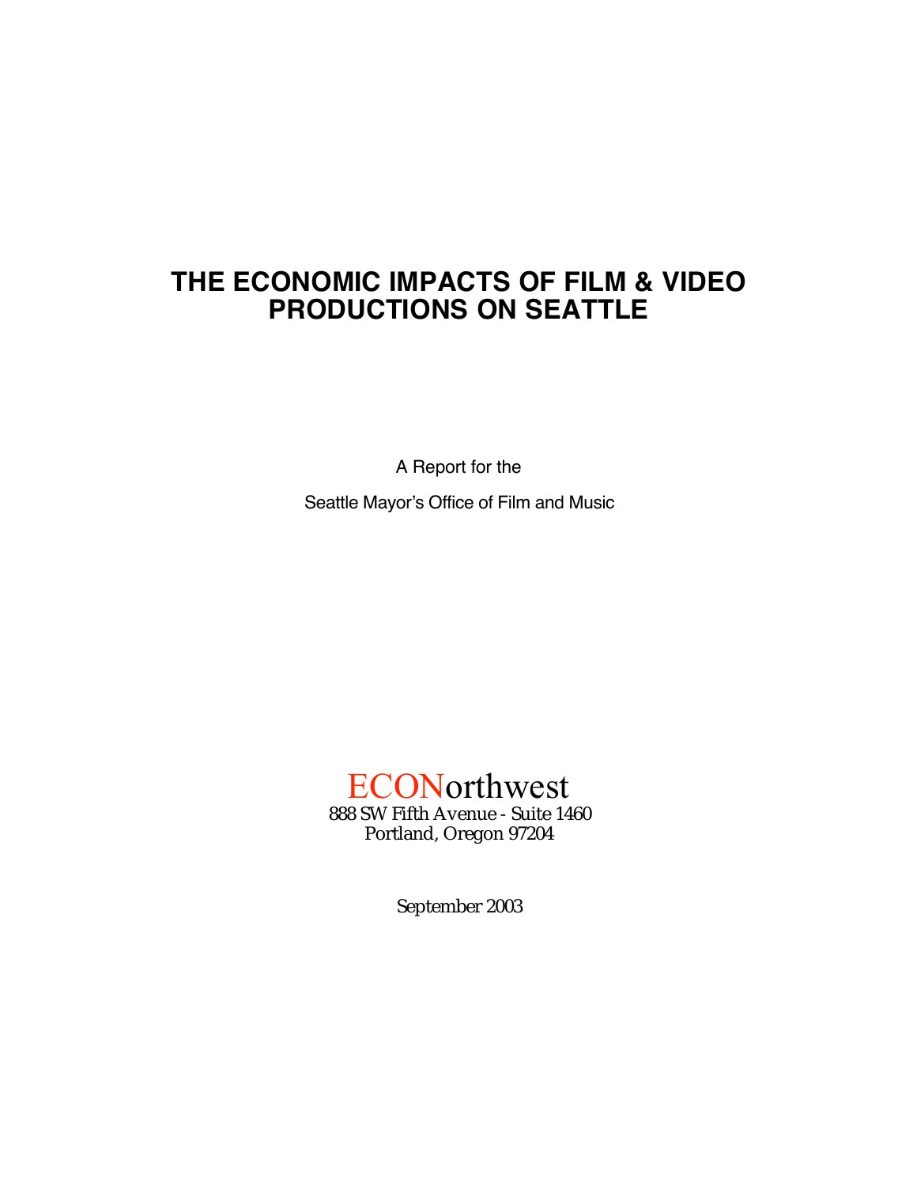# THE ECONOMIC IMPACTS OF FILM & VIDEO PRODUCTIONS ON SEATTLE

A Report for the

Seattle Mayor's Office of Film and Music

ECONorthwest
888 SW Fifth Avenue - Suite 1460
Portland, Oregon 97204

September 2003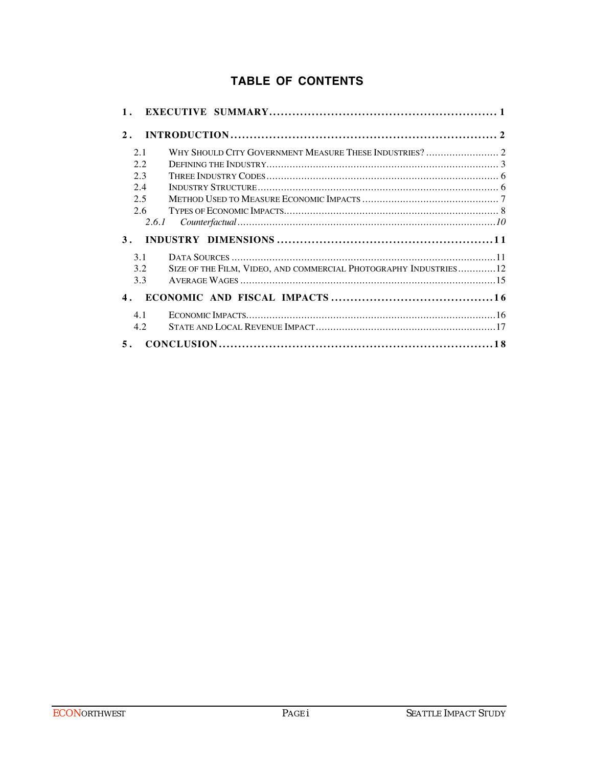# TABLE OF CONTENTS

**1. EXECUTIVE SUMMARY ........................................................... 1**

**2. INTRODUCTION ..................................................................... 2**

2.1 WHY SHOULD CITY GOVERNMENT MEASURE THESE INDUSTRIES? ......................... 2
2.2 DEFINING THE INDUSTRY ............................................................................... 3
2.3 THREE INDUSTRY CODES ............................................................................... 6
2.4 INDUSTRY STRUCTURE .................................................................................. 6
2.5 METHOD USED TO MEASURE ECONOMIC IMPACTS ............................................... 7
2.6 TYPES OF ECONOMIC IMPACTS ......................................................................... 8
*2.6.1 Counterfactual ........................................................................................ 10*

**3. INDUSTRY DIMENSIONS ........................................................ 11**

3.1 DATA SOURCES .......................................................................................... 11
3.2 SIZE OF THE FILM, VIDEO, AND COMMERCIAL PHOTOGRAPHY INDUSTRIES ............. 12
3.3 AVERAGE WAGES ....................................................................................... 15

**4. ECONOMIC AND FISCAL IMPACTS .......................................... 16**

4.1 ECONOMIC IMPACTS ..................................................................................... 16
4.2 STATE AND LOCAL REVENUE IMPACT .............................................................. 17

**5. CONCLUSION ........................................................................ 18**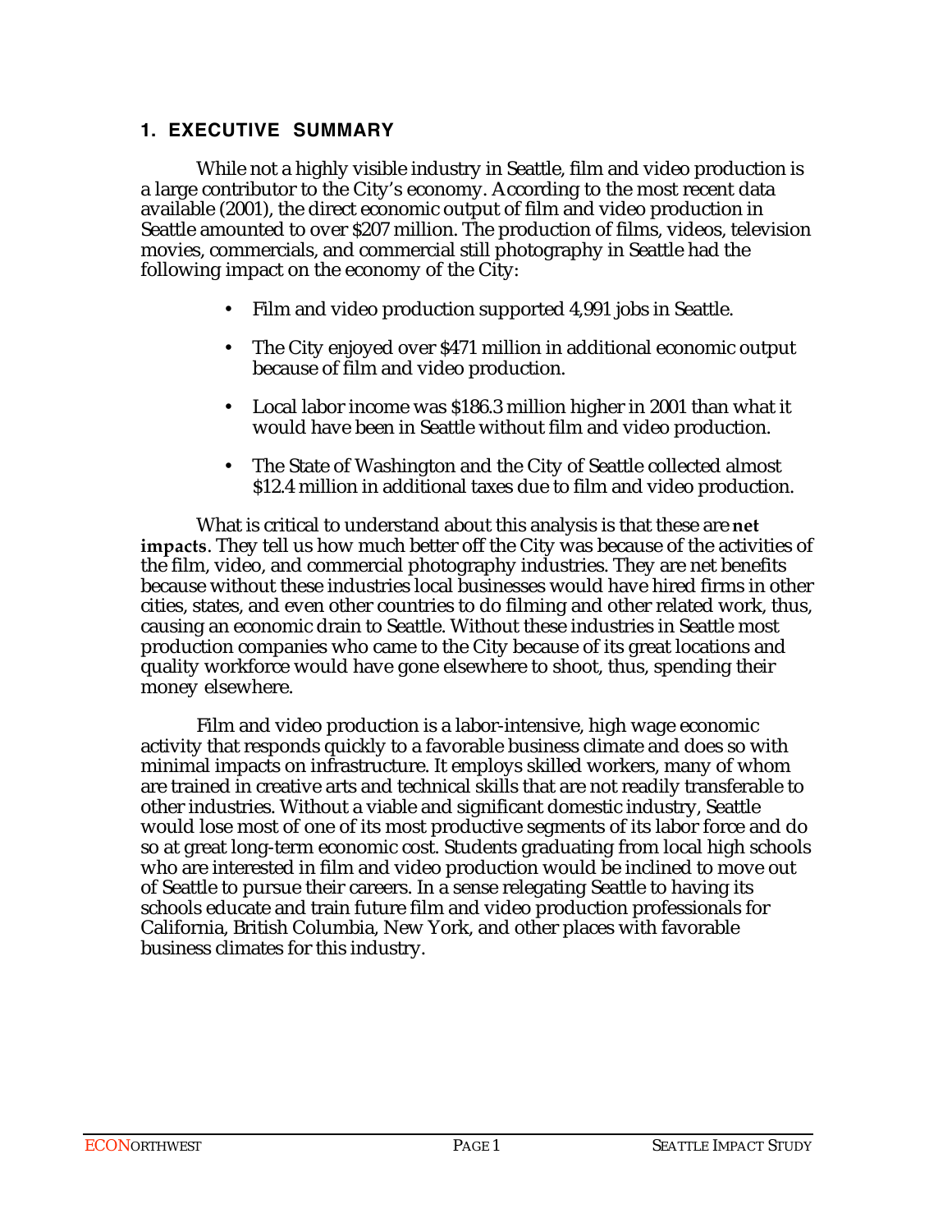## 1. EXECUTIVE SUMMARY

While not a highly visible industry in Seattle, film and video production is a large contributor to the City's economy. According to the most recent data available (2001), the direct economic output of film and video production in Seattle amounted to over $207 million. The production of films, videos, television movies, commercials, and commercial still photography in Seattle had the following impact on the economy of the City:

- Film and video production supported 4,991 jobs in Seattle.
- The City enjoyed over $471 million in additional economic output because of film and video production.
- Local labor income was $186.3 million higher in 2001 than what it would have been in Seattle without film and video production.
- The State of Washington and the City of Seattle collected almost $12.4 million in additional taxes due to film and video production.

What is critical to understand about this analysis is that these are **net impacts**. They tell us how much better off the City was because of the activities of the film, video, and commercial photography industries. They are net benefits because without these industries local businesses would have hired firms in other cities, states, and even other countries to do filming and other related work, thus, causing an economic drain to Seattle. Without these industries in Seattle most production companies who came to the City because of its great locations and quality workforce would have gone elsewhere to shoot, thus, spending their money elsewhere.

Film and video production is a labor-intensive, high wage economic activity that responds quickly to a favorable business climate and does so with minimal impacts on infrastructure. It employs skilled workers, many of whom are trained in creative arts and technical skills that are not readily transferable to other industries. Without a viable and significant domestic industry, Seattle would lose most of one of its most productive segments of its labor force and do so at great long-term economic cost. Students graduating from local high schools who are interested in film and video production would be inclined to move out of Seattle to pursue their careers. In a sense relegating Seattle to having its schools educate and train future film and video production professionals for California, British Columbia, New York, and other places with favorable business climates for this industry.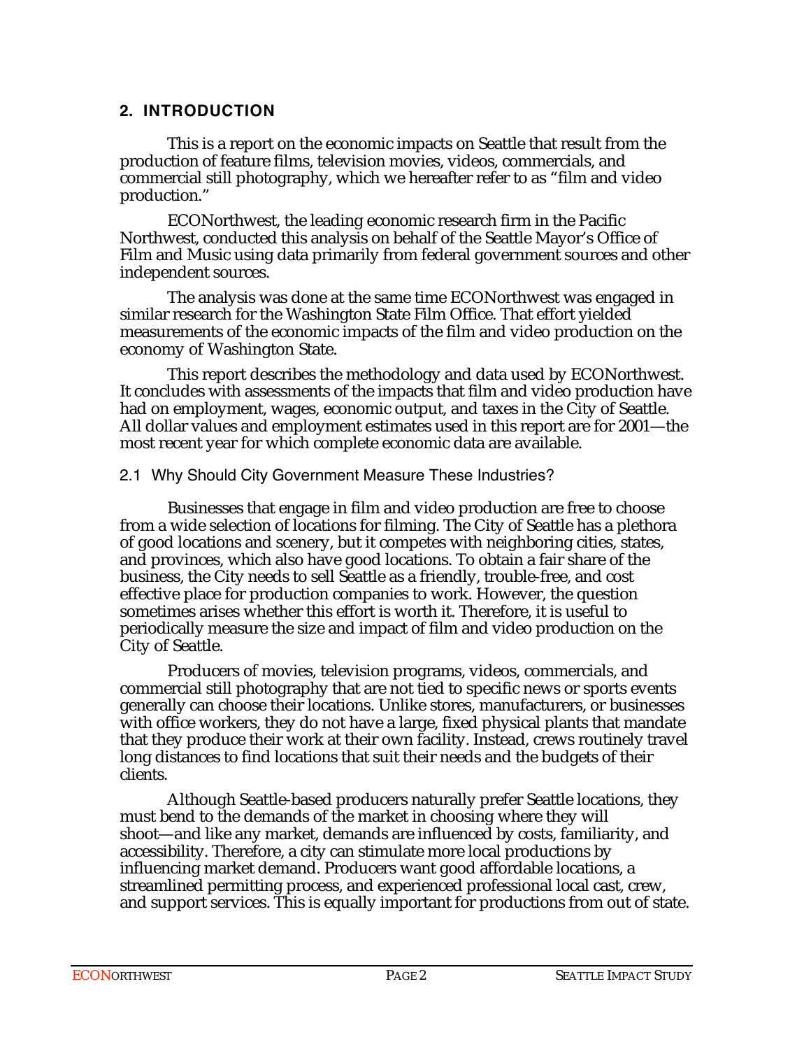## 2. INTRODUCTION

This is a report on the economic impacts on Seattle that result from the production of feature films, television movies, videos, commercials, and commercial still photography, which we hereafter refer to as "film and video production."

ECONorthwest, the leading economic research firm in the Pacific Northwest, conducted this analysis on behalf of the Seattle Mayor's Office of Film and Music using data primarily from federal government sources and other independent sources.

The analysis was done at the same time ECONorthwest was engaged in similar research for the Washington State Film Office. That effort yielded measurements of the economic impacts of the film and video production on the economy of Washington State.

This report describes the methodology and data used by ECONorthwest. It concludes with assessments of the impacts that film and video production have had on employment, wages, economic output, and taxes in the City of Seattle. All dollar values and employment estimates used in this report are for 2001—the most recent year for which complete economic data are available.

### 2.1 Why Should City Government Measure These Industries?

Businesses that engage in film and video production are free to choose from a wide selection of locations for filming. The City of Seattle has a plethora of good locations and scenery, but it competes with neighboring cities, states, and provinces, which also have good locations. To obtain a fair share of the business, the City needs to sell Seattle as a friendly, trouble-free, and cost effective place for production companies to work. However, the question sometimes arises whether this effort is worth it. Therefore, it is useful to periodically measure the size and impact of film and video production on the City of Seattle.

Producers of movies, television programs, videos, commercials, and commercial still photography that are not tied to specific news or sports events generally can choose their locations. Unlike stores, manufacturers, or businesses with office workers, they do not have a large, fixed physical plants that mandate that they produce their work at their own facility. Instead, crews routinely travel long distances to find locations that suit their needs and the budgets of their clients.

Although Seattle-based producers naturally prefer Seattle locations, they must bend to the demands of the market in choosing where they will shoot—and like any market, demands are influenced by costs, familiarity, and accessibility. Therefore, a city can stimulate more local productions by influencing market demand. Producers want good affordable locations, a streamlined permitting process, and experienced professional local cast, crew, and support services. This is equally important for productions from out of state.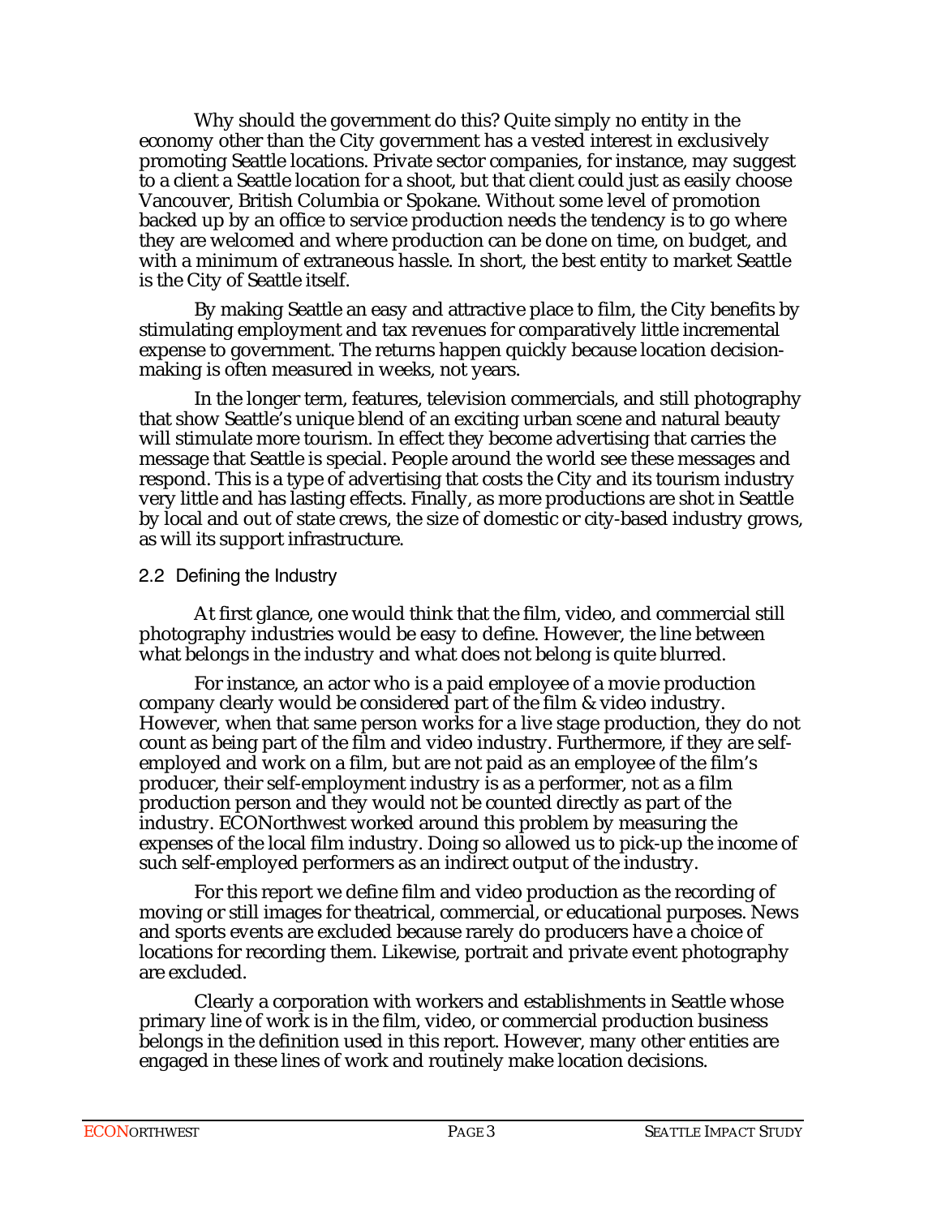Why should the government do this? Quite simply no entity in the economy other than the City government has a vested interest in exclusively promoting Seattle locations. Private sector companies, for instance, may suggest to a client a Seattle location for a shoot, but that client could just as easily choose Vancouver, British Columbia or Spokane. Without some level of promotion backed up by an office to service production needs the tendency is to go where they are welcomed and where production can be done on time, on budget, and with a minimum of extraneous hassle. In short, the best entity to market Seattle is the City of Seattle itself.

By making Seattle an easy and attractive place to film, the City benefits by stimulating employment and tax revenues for comparatively little incremental expense to government. The returns happen quickly because location decision-making is often measured in weeks, not years.

In the longer term, features, television commercials, and still photography that show Seattle's unique blend of an exciting urban scene and natural beauty will stimulate more tourism. In effect they become advertising that carries the message that Seattle is special. People around the world see these messages and respond. This is a type of advertising that costs the City and its tourism industry very little and has lasting effects. Finally, as more productions are shot in Seattle by local and out of state crews, the size of domestic or city-based industry grows, as will its support infrastructure.

### 2.2 Defining the Industry

At first glance, one would think that the film, video, and commercial still photography industries would be easy to define. However, the line between what belongs in the industry and what does not belong is quite blurred.

For instance, an actor who is a paid employee of a movie production company clearly would be considered part of the film & video industry. However, when that same person works for a live stage production, they do not count as being part of the film and video industry. Furthermore, if they are self-employed and work on a film, but are not paid as an employee of the film's producer, their self-employment industry is as a performer, not as a film production person and they would not be counted directly as part of the industry. ECONorthwest worked around this problem by measuring the expenses of the local film industry. Doing so allowed us to pick-up the income of such self-employed performers as an indirect output of the industry.

For this report we define film and video production as the recording of moving or still images for theatrical, commercial, or educational purposes. News and sports events are excluded because rarely do producers have a choice of locations for recording them. Likewise, portrait and private event photography are excluded.

Clearly a corporation with workers and establishments in Seattle whose primary line of work is in the film, video, or commercial production business belongs in the definition used in this report. However, many other entities are engaged in these lines of work and routinely make location decisions.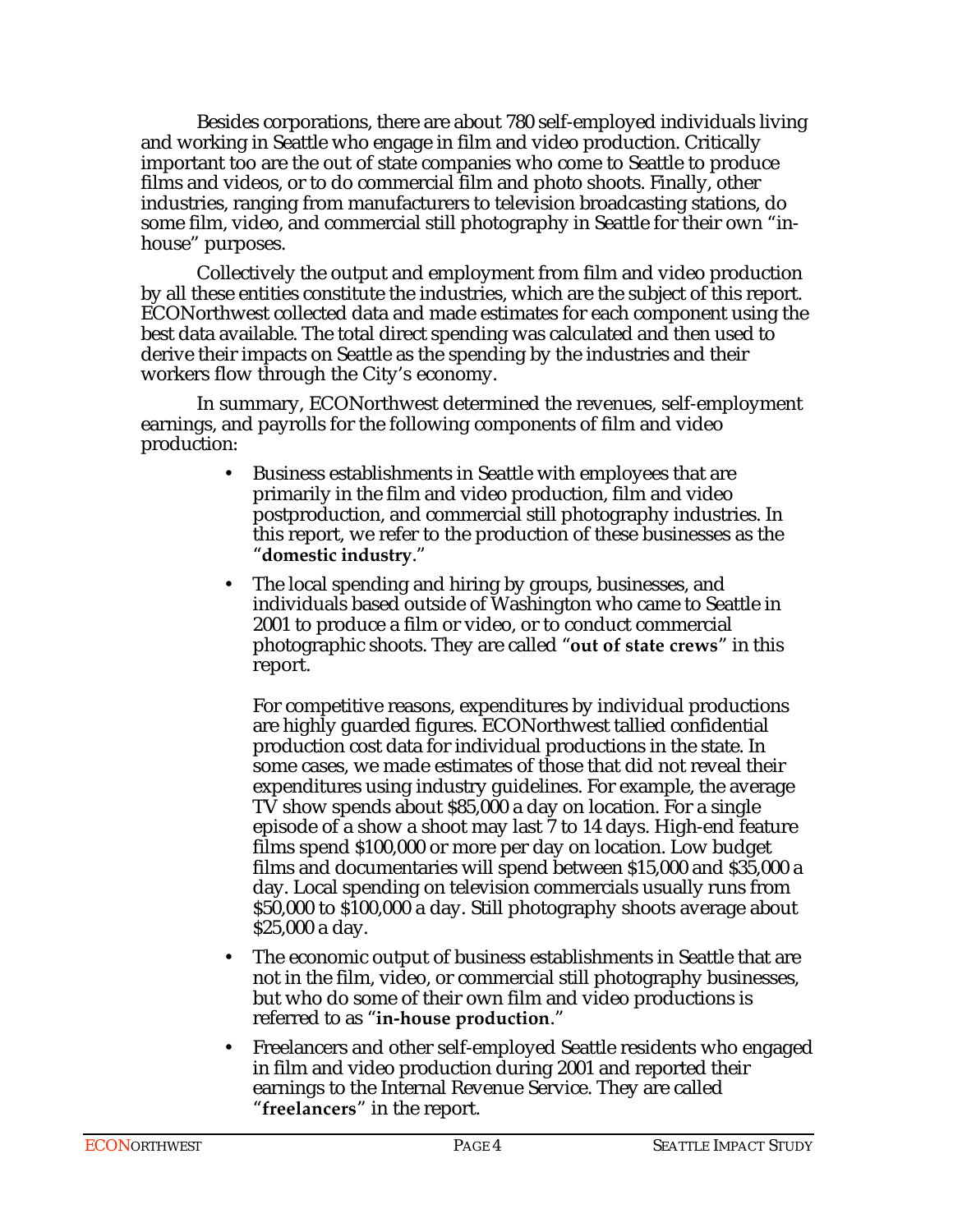Besides corporations, there are about 780 self-employed individuals living and working in Seattle who engage in film and video production. Critically important too are the out of state companies who come to Seattle to produce films and videos, or to do commercial film and photo shoots. Finally, other industries, ranging from manufacturers to television broadcasting stations, do some film, video, and commercial still photography in Seattle for their own "in-house" purposes.

Collectively the output and employment from film and video production by all these entities constitute the industries, which are the subject of this report. ECONorthwest collected data and made estimates for each component using the best data available. The total direct spending was calculated and then used to derive their impacts on Seattle as the spending by the industries and their workers flow through the City's economy.

In summary, ECONorthwest determined the revenues, self-employment earnings, and payrolls for the following components of film and video production:

- Business establishments in Seattle with employees that are primarily in the film and video production, film and video postproduction, and commercial still photography industries. In this report, we refer to the production of these businesses as the "**domestic industry**."
- The local spending and hiring by groups, businesses, and individuals based outside of Washington who came to Seattle in 2001 to produce a film or video, or to conduct commercial photographic shoots. They are called "**out of state crews**" in this report.

  For competitive reasons, expenditures by individual productions are highly guarded figures. ECONorthwest tallied confidential production cost data for individual productions in the state. In some cases, we made estimates of those that did not reveal their expenditures using industry guidelines. For example, the average TV show spends about $85,000 a day on location. For a single episode of a show a shoot may last 7 to 14 days. High-end feature films spend $100,000 or more per day on location. Low budget films and documentaries will spend between $15,000 and $35,000 a day. Local spending on television commercials usually runs from $50,000 to $100,000 a day. Still photography shoots average about $25,000 a day.
- The economic output of business establishments in Seattle that are not in the film, video, or commercial still photography businesses, but who do some of their own film and video productions is referred to as "**in-house production**."
- Freelancers and other self-employed Seattle residents who engaged in film and video production during 2001 and reported their earnings to the Internal Revenue Service. They are called "**freelancers**" in the report.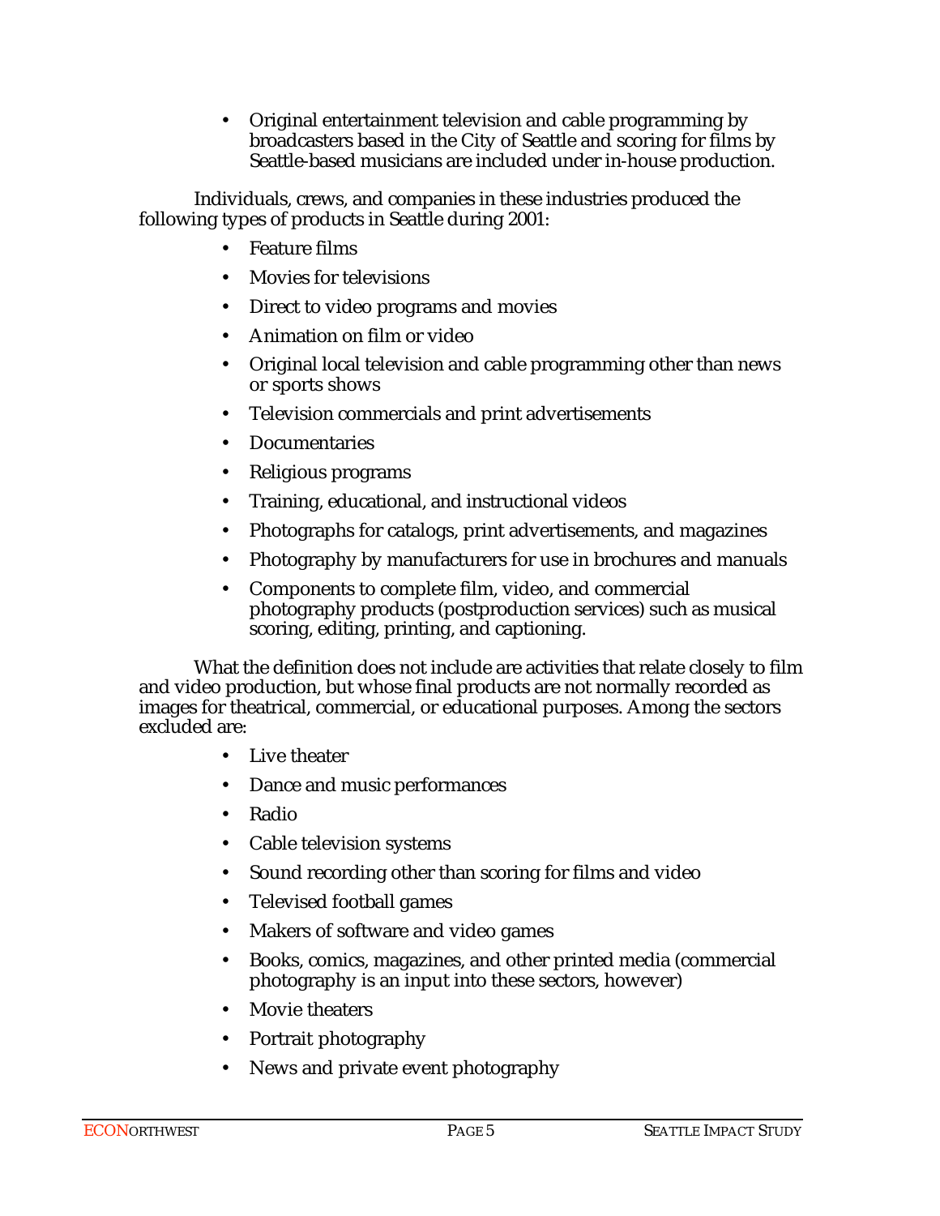- Original entertainment television and cable programming by broadcasters based in the City of Seattle and scoring for films by Seattle-based musicians are included under in-house production.

Individuals, crews, and companies in these industries produced the following types of products in Seattle during 2001:

- Feature films
- Movies for televisions
- Direct to video programs and movies
- Animation on film or video
- Original local television and cable programming other than news or sports shows
- Television commercials and print advertisements
- Documentaries
- Religious programs
- Training, educational, and instructional videos
- Photographs for catalogs, print advertisements, and magazines
- Photography by manufacturers for use in brochures and manuals
- Components to complete film, video, and commercial photography products (postproduction services) such as musical scoring, editing, printing, and captioning.

What the definition does not include are activities that relate closely to film and video production, but whose final products are not normally recorded as images for theatrical, commercial, or educational purposes. Among the sectors excluded are:

- Live theater
- Dance and music performances
- Radio
- Cable television systems
- Sound recording other than scoring for films and video
- Televised football games
- Makers of software and video games
- Books, comics, magazines, and other printed media (commercial photography is an input into these sectors, however)
- Movie theaters
- Portrait photography
- News and private event photography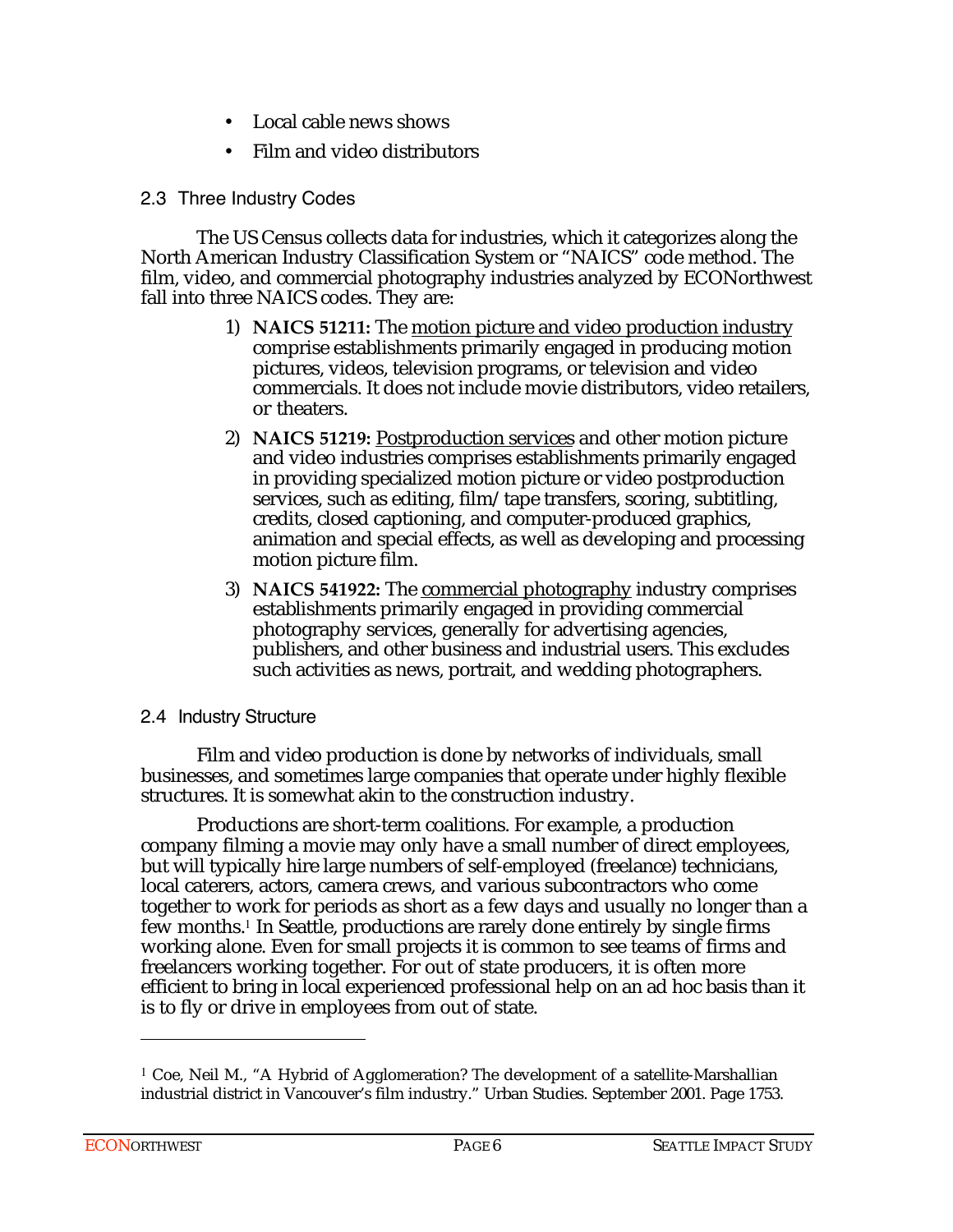- Local cable news shows
- Film and video distributors

### 2.3 Three Industry Codes

The US Census collects data for industries, which it categorizes along the North American Industry Classification System or "NAICS" code method. The film, video, and commercial photography industries analyzed by ECONorthwest fall into three NAICS codes. They are:

1) **NAICS 51211:** The motion picture and video production industry comprise establishments primarily engaged in producing motion pictures, videos, television programs, or television and video commercials. It does not include movie distributors, video retailers, or theaters.
2) **NAICS 51219:** Postproduction services and other motion picture and video industries comprises establishments primarily engaged in providing specialized motion picture or video postproduction services, such as editing, film/tape transfers, scoring, subtitling, credits, closed captioning, and computer-produced graphics, animation and special effects, as well as developing and processing motion picture film.
3) **NAICS 541922:** The commercial photography industry comprises establishments primarily engaged in providing commercial photography services, generally for advertising agencies, publishers, and other business and industrial users. This excludes such activities as news, portrait, and wedding photographers.

### 2.4 Industry Structure

Film and video production is done by networks of individuals, small businesses, and sometimes large companies that operate under highly flexible structures. It is somewhat akin to the construction industry.

Productions are short-term coalitions. For example, a production company filming a movie may only have a small number of direct employees, but will typically hire large numbers of self-employed (freelance) technicians, local caterers, actors, camera crews, and various subcontractors who come together to work for periods as short as a few days and usually no longer than a few months.[1] In Seattle, productions are rarely done entirely by single firms working alone. Even for small projects it is common to see teams of firms and freelancers working together. For out of state producers, it is often more efficient to bring in local experienced professional help on an ad hoc basis than it is to fly or drive in employees from out of state.

---

[1] Coe, Neil M., "A Hybrid of Agglomeration? The development of a satellite-Marshallian industrial district in Vancouver's film industry." Urban Studies. September 2001. Page 1753.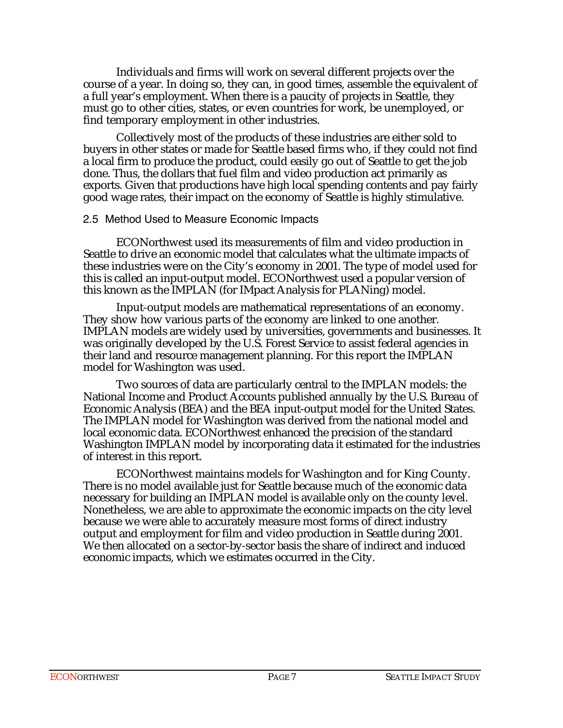Individuals and firms will work on several different projects over the course of a year. In doing so, they can, in good times, assemble the equivalent of a full year's employment. When there is a paucity of projects in Seattle, they must go to other cities, states, or even countries for work, be unemployed, or find temporary employment in other industries.

Collectively most of the products of these industries are either sold to buyers in other states or made for Seattle based firms who, if they could not find a local firm to produce the product, could easily go out of Seattle to get the job done. Thus, the dollars that fuel film and video production act primarily as exports. Given that productions have high local spending contents and pay fairly good wage rates, their impact on the economy of Seattle is highly stimulative.

### 2.5 Method Used to Measure Economic Impacts

ECONorthwest used its measurements of film and video production in Seattle to drive an economic model that calculates what the ultimate impacts of these industries were on the City's economy in 2001. The type of model used for this is called an input-output model. ECONorthwest used a popular version of this known as the IMPLAN (for IMpact Analysis for PLANing) model.

Input-output models are mathematical representations of an economy. They show how various parts of the economy are linked to one another. IMPLAN models are widely used by universities, governments and businesses. It was originally developed by the U.S. Forest Service to assist federal agencies in their land and resource management planning. For this report the IMPLAN model for Washington was used.

Two sources of data are particularly central to the IMPLAN models: the National Income and Product Accounts published annually by the U.S. Bureau of Economic Analysis (BEA) and the BEA input-output model for the United States. The IMPLAN model for Washington was derived from the national model and local economic data. ECONorthwest enhanced the precision of the standard Washington IMPLAN model by incorporating data it estimated for the industries of interest in this report.

ECONorthwest maintains models for Washington and for King County. There is no model available just for Seattle because much of the economic data necessary for building an IMPLAN model is available only on the county level. Nonetheless, we are able to approximate the economic impacts on the city level because we were able to accurately measure most forms of direct industry output and employment for film and video production in Seattle during 2001. We then allocated on a sector-by-sector basis the share of indirect and induced economic impacts, which we estimates occurred in the City.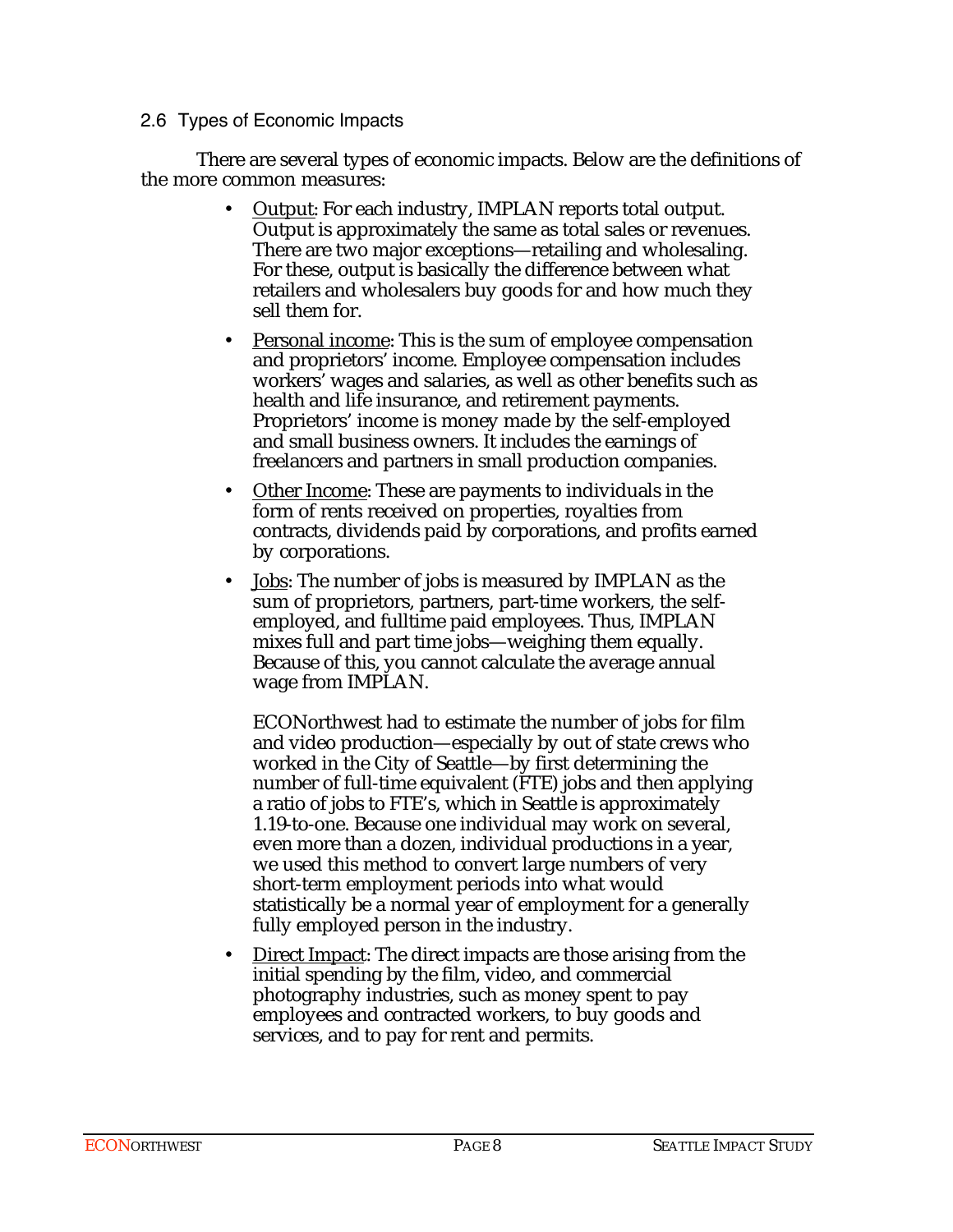## 2.6 Types of Economic Impacts

There are several types of economic impacts. Below are the definitions of the more common measures:

- Output: For each industry, IMPLAN reports total output. Output is approximately the same as total sales or revenues. There are two major exceptions—retailing and wholesaling. For these, output is basically the difference between what retailers and wholesalers buy goods for and how much they sell them for.
- Personal income: This is the sum of employee compensation and proprietors' income. Employee compensation includes workers' wages and salaries, as well as other benefits such as health and life insurance, and retirement payments. Proprietors' income is money made by the self-employed and small business owners. It includes the earnings of freelancers and partners in small production companies.
- Other Income: These are payments to individuals in the form of rents received on properties, royalties from contracts, dividends paid by corporations, and profits earned by corporations.
- Jobs: The number of jobs is measured by IMPLAN as the sum of proprietors, partners, part-time workers, the self-employed, and fulltime paid employees. Thus, IMPLAN mixes full and part time jobs—weighing them equally. Because of this, you cannot calculate the average annual wage from IMPLAN.

  ECONorthwest had to estimate the number of jobs for film and video production—especially by out of state crews who worked in the City of Seattle—by first determining the number of full-time equivalent (FTE) jobs and then applying a ratio of jobs to FTE's, which in Seattle is approximately 1.19-to-one. Because one individual may work on several, even more than a dozen, individual productions in a year, we used this method to convert large numbers of very short-term employment periods into what would statistically be a normal year of employment for a generally fully employed person in the industry.
- Direct Impact: The direct impacts are those arising from the initial spending by the film, video, and commercial photography industries, such as money spent to pay employees and contracted workers, to buy goods and services, and to pay for rent and permits.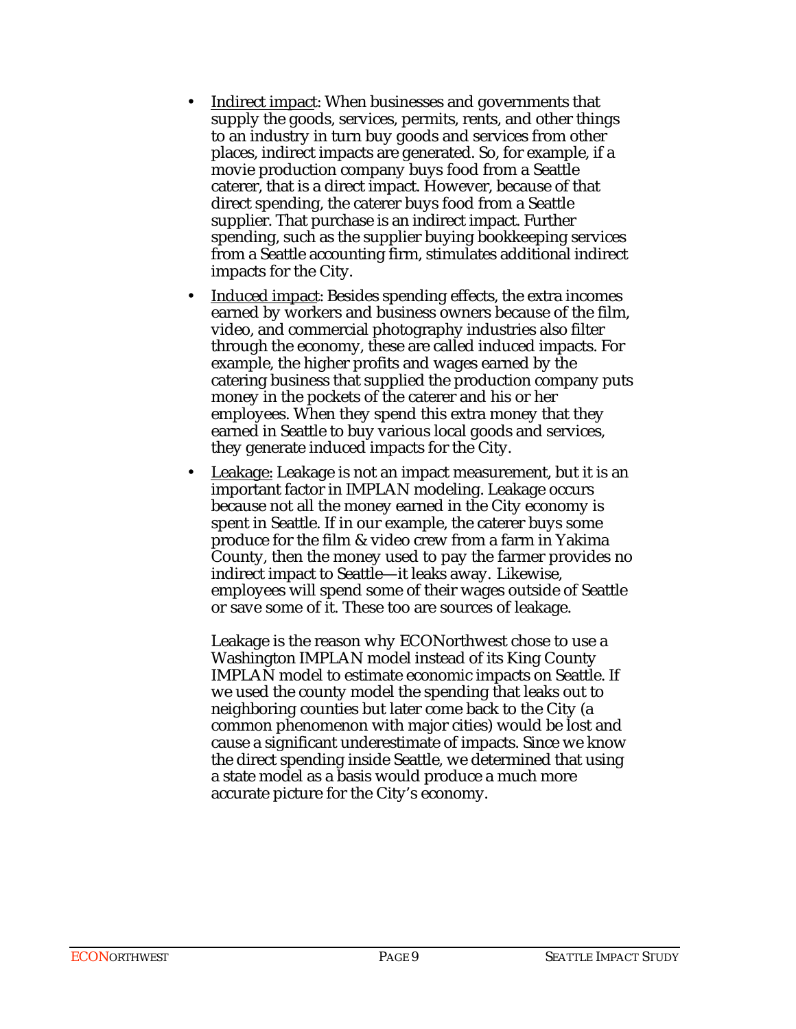- Indirect impact: When businesses and governments that supply the goods, services, permits, rents, and other things to an industry in turn buy goods and services from other places, indirect impacts are generated. So, for example, if a movie production company buys food from a Seattle caterer, that is a direct impact. However, because of that direct spending, the caterer buys food from a Seattle supplier. That purchase is an indirect impact. Further spending, such as the supplier buying bookkeeping services from a Seattle accounting firm, stimulates additional indirect impacts for the City.
- Induced impact: Besides spending effects, the extra incomes earned by workers and business owners because of the film, video, and commercial photography industries also filter through the economy, these are called induced impacts. For example, the higher profits and wages earned by the catering business that supplied the production company puts money in the pockets of the caterer and his or her employees. When they spend this extra money that they earned in Seattle to buy various local goods and services, they generate induced impacts for the City.
- Leakage: Leakage is not an impact measurement, but it is an important factor in IMPLAN modeling. Leakage occurs because not all the money earned in the City economy is spent in Seattle. If in our example, the caterer buys some produce for the film & video crew from a farm in Yakima County, then the money used to pay the farmer provides no indirect impact to Seattle—it leaks away. Likewise, employees will spend some of their wages outside of Seattle or save some of it. These too are sources of leakage.

  Leakage is the reason why ECONorthwest chose to use a Washington IMPLAN model instead of its King County IMPLAN model to estimate economic impacts on Seattle. If we used the county model the spending that leaks out to neighboring counties but later come back to the City (a common phenomenon with major cities) would be lost and cause a significant underestimate of impacts. Since we know the direct spending inside Seattle, we determined that using a state model as a basis would produce a much more accurate picture for the City's economy.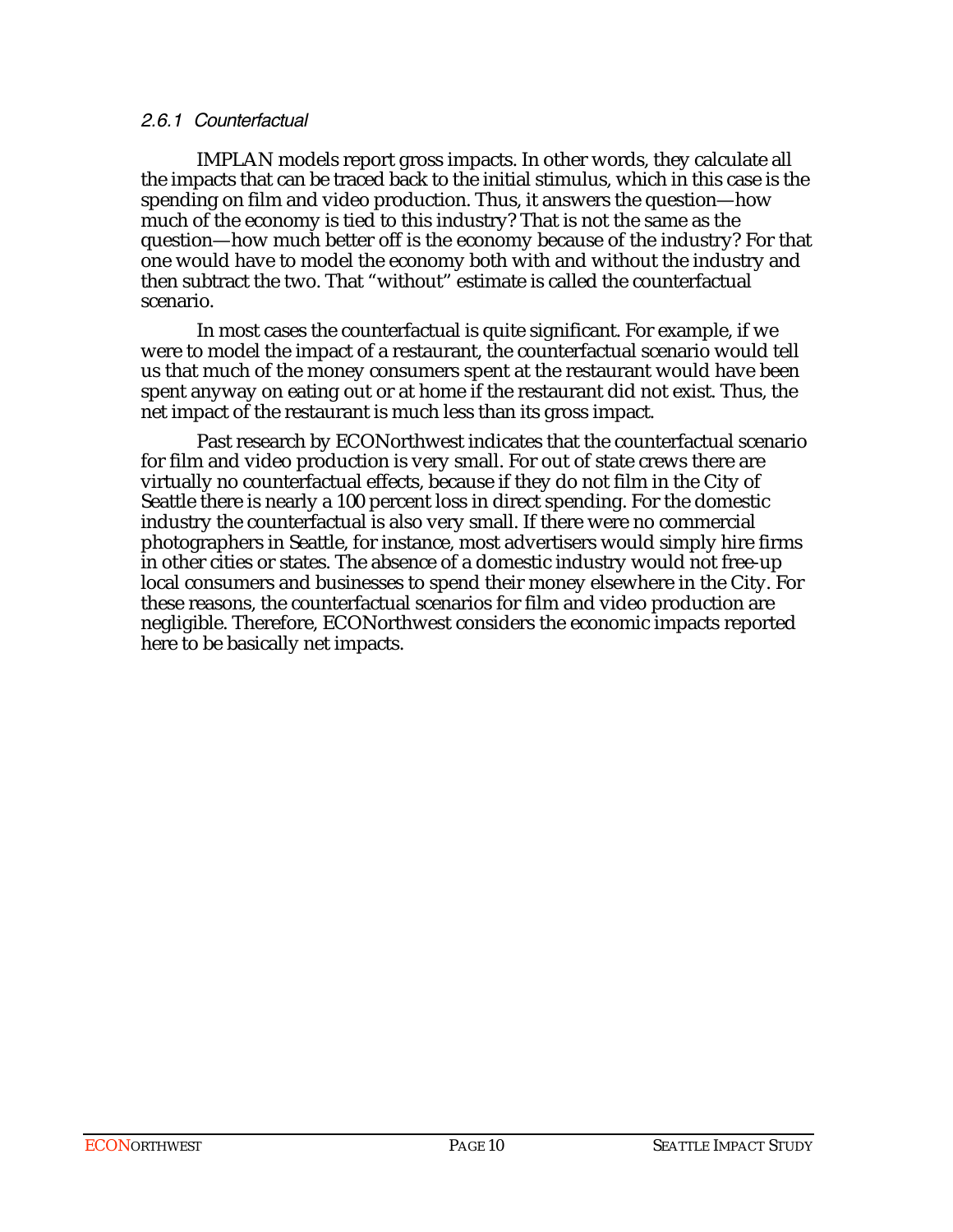### *2.6.1 Counterfactual*

IMPLAN models report gross impacts. In other words, they calculate all the impacts that can be traced back to the initial stimulus, which in this case is the spending on film and video production. Thus, it answers the question—how much of the economy is tied to this industry? That is not the same as the question—how much better off is the economy because of the industry? For that one would have to model the economy both with and without the industry and then subtract the two. That "without" estimate is called the counterfactual scenario.

In most cases the counterfactual is quite significant. For example, if we were to model the impact of a restaurant, the counterfactual scenario would tell us that much of the money consumers spent at the restaurant would have been spent anyway on eating out or at home if the restaurant did not exist. Thus, the net impact of the restaurant is much less than its gross impact.

Past research by ECONorthwest indicates that the counterfactual scenario for film and video production is very small. For out of state crews there are virtually no counterfactual effects, because if they do not film in the City of Seattle there is nearly a 100 percent loss in direct spending. For the domestic industry the counterfactual is also very small. If there were no commercial photographers in Seattle, for instance, most advertisers would simply hire firms in other cities or states. The absence of a domestic industry would not free-up local consumers and businesses to spend their money elsewhere in the City. For these reasons, the counterfactual scenarios for film and video production are negligible. Therefore, ECONorthwest considers the economic impacts reported here to be basically net impacts.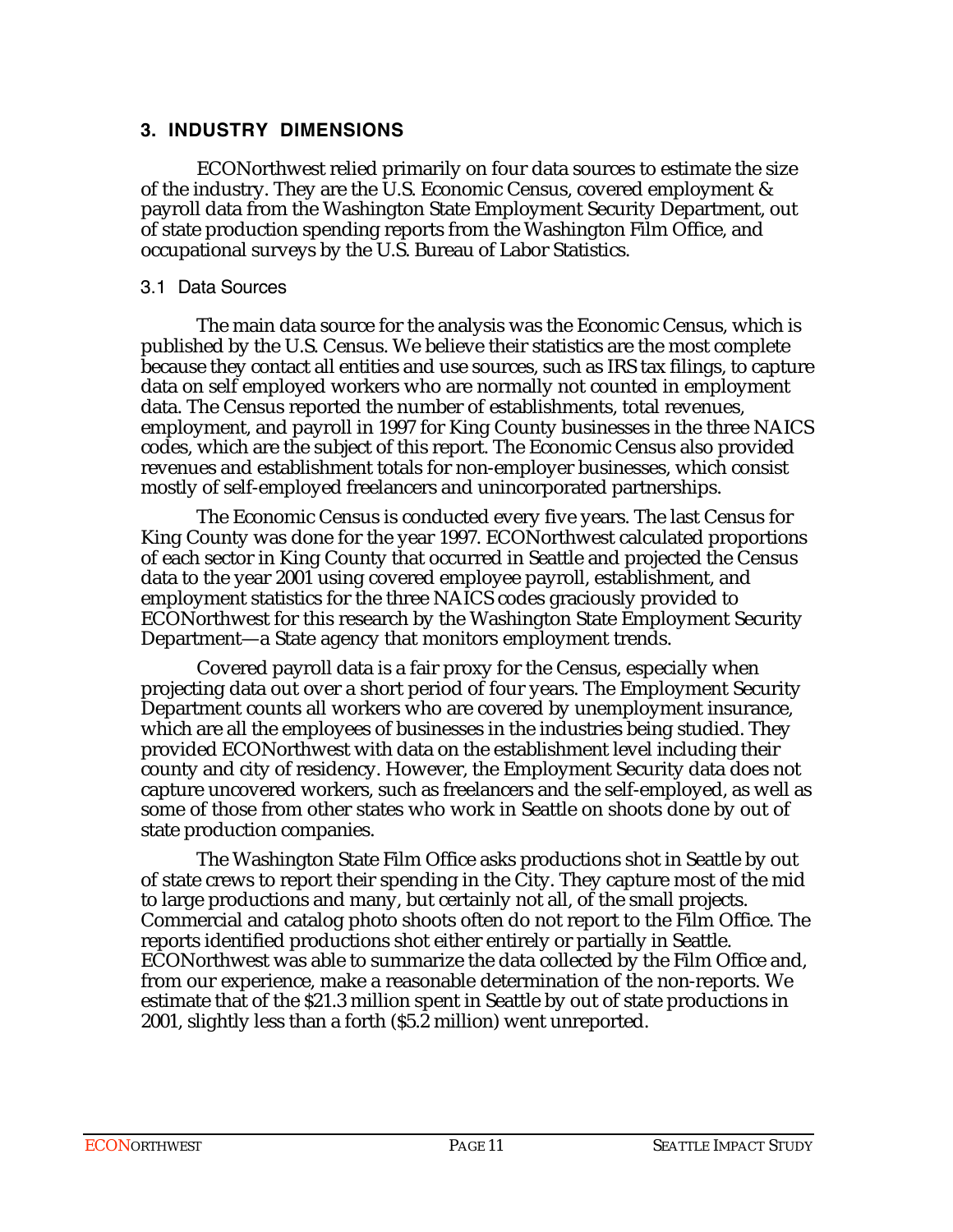## 3. INDUSTRY DIMENSIONS

ECONorthwest relied primarily on four data sources to estimate the size of the industry. They are the U.S. Economic Census, covered employment & payroll data from the Washington State Employment Security Department, out of state production spending reports from the Washington Film Office, and occupational surveys by the U.S. Bureau of Labor Statistics.

### 3.1 Data Sources

The main data source for the analysis was the Economic Census, which is published by the U.S. Census. We believe their statistics are the most complete because they contact all entities and use sources, such as IRS tax filings, to capture data on self employed workers who are normally not counted in employment data. The Census reported the number of establishments, total revenues, employment, and payroll in 1997 for King County businesses in the three NAICS codes, which are the subject of this report. The Economic Census also provided revenues and establishment totals for non-employer businesses, which consist mostly of self-employed freelancers and unincorporated partnerships.

The Economic Census is conducted every five years. The last Census for King County was done for the year 1997. ECONorthwest calculated proportions of each sector in King County that occurred in Seattle and projected the Census data to the year 2001 using covered employee payroll, establishment, and employment statistics for the three NAICS codes graciously provided to ECONorthwest for this research by the Washington State Employment Security Department—a State agency that monitors employment trends.

Covered payroll data is a fair proxy for the Census, especially when projecting data out over a short period of four years. The Employment Security Department counts all workers who are covered by unemployment insurance, which are all the employees of businesses in the industries being studied. They provided ECONorthwest with data on the establishment level including their county and city of residency. However, the Employment Security data does not capture uncovered workers, such as freelancers and the self-employed, as well as some of those from other states who work in Seattle on shoots done by out of state production companies.

The Washington State Film Office asks productions shot in Seattle by out of state crews to report their spending in the City. They capture most of the mid to large productions and many, but certainly not all, of the small projects. Commercial and catalog photo shoots often do not report to the Film Office. The reports identified productions shot either entirely or partially in Seattle. ECONorthwest was able to summarize the data collected by the Film Office and, from our experience, make a reasonable determination of the non-reports. We estimate that of the $21.3 million spent in Seattle by out of state productions in 2001, slightly less than a forth ($5.2 million) went unreported.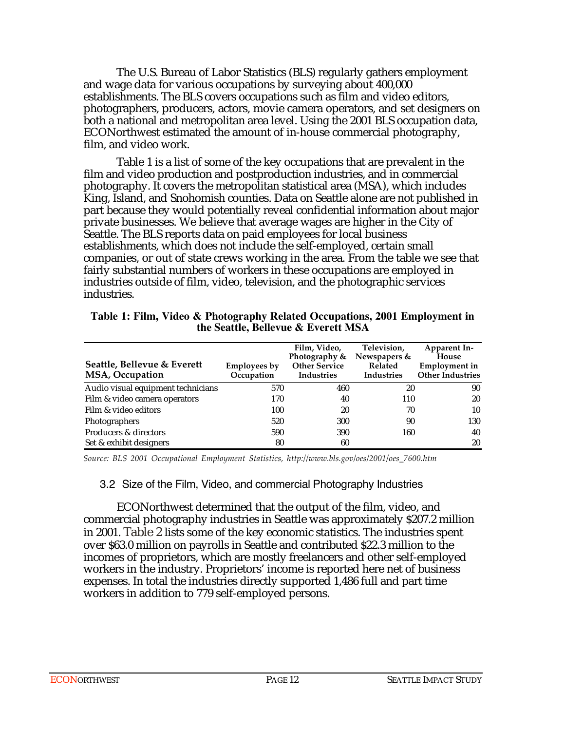The U.S. Bureau of Labor Statistics (BLS) regularly gathers employment and wage data for various occupations by surveying about 400,000 establishments. The BLS covers occupations such as film and video editors, photographers, producers, actors, movie camera operators, and set designers on both a national and metropolitan area level. Using the 2001 BLS occupation data, ECONorthwest estimated the amount of in-house commercial photography, film, and video work.

Table 1 is a list of some of the key occupations that are prevalent in the film and video production and postproduction industries, and in commercial photography. It covers the metropolitan statistical area (MSA), which includes King, Island, and Snohomish counties. Data on Seattle alone are not published in part because they would potentially reveal confidential information about major private businesses. We believe that average wages are higher in the City of Seattle. The BLS reports data on paid employees for local business establishments, which does not include the self-employed, certain small companies, or out of state crews working in the area. From the table we see that fairly substantial numbers of workers in these occupations are employed in industries outside of film, video, television, and the photographic services industries.

**Table 1: Film, Video & Photography Related Occupations, 2001 Employment in the Seattle, Bellevue & Everett MSA**

| Seattle, Bellevue & Everett MSA, Occupation | Employees by Occupation | Film, Video, Photography & Other Service Industries | Television, Newspapers & Related Industries | Apparent In-House Employment in Other Industries |
|---|---|---|---|---|
| Audio visual equipment technicians | 570 | 460 | 20 | 90 |
| Film & video camera operators | 170 | 40 | 110 | 20 |
| Film & video editors | 100 | 20 | 70 | 10 |
| Photographers | 520 | 300 | 90 | 130 |
| Producers & directors | 590 | 390 | 160 | 40 |
| Set & exhibit designers | 80 | 60 | | 20 |

*Source: BLS 2001 Occupational Employment Statistics, http://www.bls.gov/oes/2001/oes_7600.htm*

### 3.2 Size of the Film, Video, and commercial Photography Industries

ECONorthwest determined that the output of the film, video, and commercial photography industries in Seattle was approximately $207.2 million in 2001. Table 2 lists some of the key economic statistics. The industries spent over $63.0 million on payrolls in Seattle and contributed $22.3 million to the incomes of proprietors, which are mostly freelancers and other self-employed workers in the industry. Proprietors' income is reported here net of business expenses. In total the industries directly supported 1,486 full and part time workers in addition to 779 self-employed persons.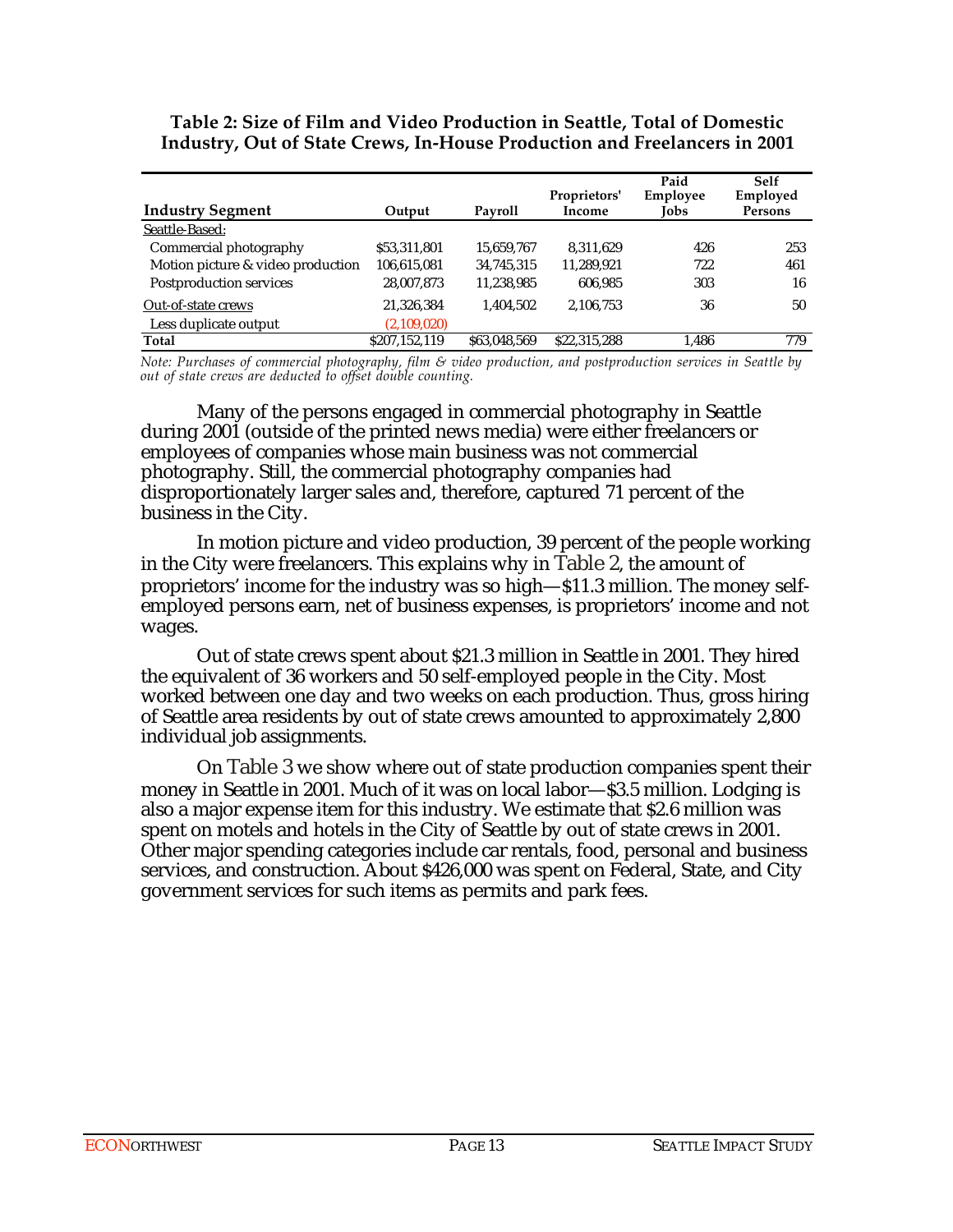**Table 2: Size of Film and Video Production in Seattle, Total of Domestic Industry, Out of State Crews, In-House Production and Freelancers in 2001**

| Industry Segment | Output | Payroll | Proprietors' Income | Paid Employee Jobs | Self Employed Persons |
|---|---|---|---|---|---|
| Seattle-Based: | | | | | |
| Commercial photography | $53,311,801 | 15,659,767 | 8,311,629 | 426 | 253 |
| Motion picture & video production | 106,615,081 | 34,745,315 | 11,289,921 | 722 | 461 |
| Postproduction services | 28,007,873 | 11,238,985 | 606,985 | 303 | 16 |
| Out-of-state crews | 21,326,384 | 1,404,502 | 2,106,753 | 36 | 50 |
| Less duplicate output | (2,109,020) | | | | |
| **Total** | $207,152,119 | $63,048,569 | $22,315,288 | 1,486 | 779 |

*Note: Purchases of commercial photography, film & video production, and postproduction services in Seattle by out of state crews are deducted to offset double counting.*

Many of the persons engaged in commercial photography in Seattle during 2001 (outside of the printed news media) were either freelancers or employees of companies whose main business was not commercial photography. Still, the commercial photography companies had disproportionately larger sales and, therefore, captured 71 percent of the business in the City.

In motion picture and video production, 39 percent of the people working in the City were freelancers. This explains why in Table 2, the amount of proprietors' income for the industry was so high—$11.3 million. The money self-employed persons earn, net of business expenses, is proprietors' income and not wages.

Out of state crews spent about $21.3 million in Seattle in 2001. They hired the equivalent of 36 workers and 50 self-employed people in the City. Most worked between one day and two weeks on each production. Thus, gross hiring of Seattle area residents by out of state crews amounted to approximately 2,800 individual job assignments.

On Table 3 we show where out of state production companies spent their money in Seattle in 2001. Much of it was on local labor—$3.5 million. Lodging is also a major expense item for this industry. We estimate that $2.6 million was spent on motels and hotels in the City of Seattle by out of state crews in 2001. Other major spending categories include car rentals, food, personal and business services, and construction. About $426,000 was spent on Federal, State, and City government services for such items as permits and park fees.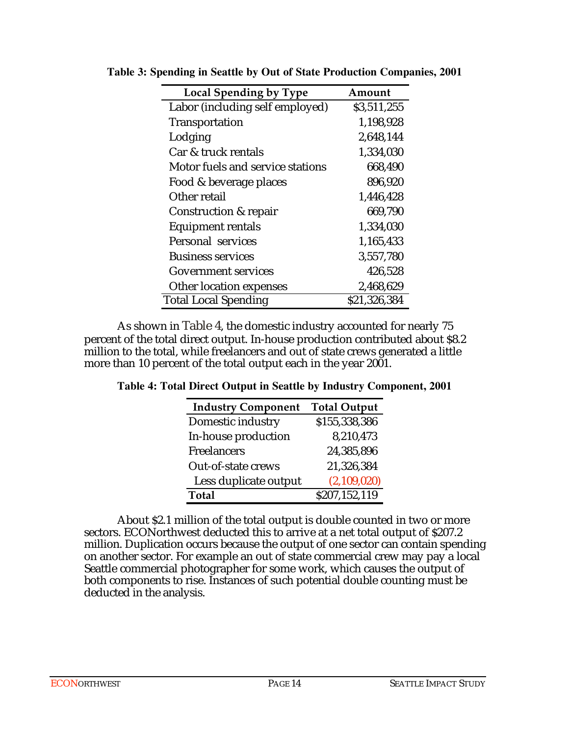**Table 3: Spending in Seattle by Out of State Production Companies, 2001**

| Local Spending by Type | Amount |
|---|---|
| Labor (including self employed) | $3,511,255 |
| Transportation | 1,198,928 |
| Lodging | 2,648,144 |
| Car & truck rentals | 1,334,030 |
| Motor fuels and service stations | 668,490 |
| Food & beverage places | 896,920 |
| Other retail | 1,446,428 |
| Construction & repair | 669,790 |
| Equipment rentals | 1,334,030 |
| Personal services | 1,165,433 |
| Business services | 3,557,780 |
| Government services | 426,528 |
| Other location expenses | 2,468,629 |
| Total Local Spending | $21,326,384 |

As shown in Table 4, the domestic industry accounted for nearly 75 percent of the total direct output. In-house production contributed about $8.2 million to the total, while freelancers and out of state crews generated a little more than 10 percent of the total output each in the year 2001.

**Table 4: Total Direct Output in Seattle by Industry Component, 2001**

| Industry Component | Total Output |
|---|---|
| Domestic industry | $155,338,386 |
| In-house production | 8,210,473 |
| Freelancers | 24,385,896 |
| Out-of-state crews | 21,326,384 |
| Less duplicate output | (2,109,020) |
| **Total** | $207,152,119 |

About $2.1 million of the total output is double counted in two or more sectors. ECONorthwest deducted this to arrive at a net total output of $207.2 million. Duplication occurs because the output of one sector can contain spending on another sector. For example an out of state commercial crew may pay a local Seattle commercial photographer for some work, which causes the output of both components to rise. Instances of such potential double counting must be deducted in the analysis.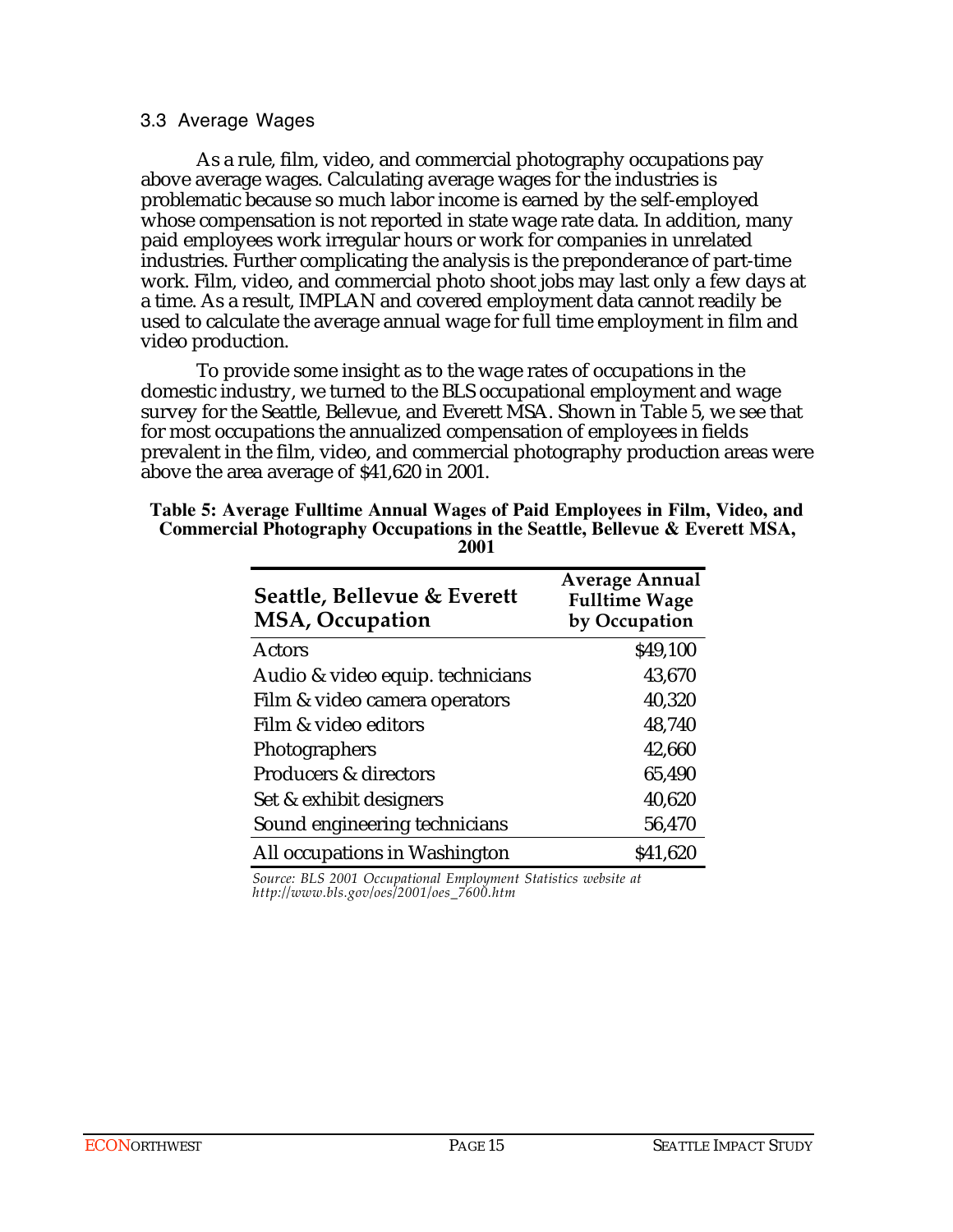### 3.3 Average Wages

As a rule, film, video, and commercial photography occupations pay above average wages. Calculating average wages for the industries is problematic because so much labor income is earned by the self-employed whose compensation is not reported in state wage rate data. In addition, many paid employees work irregular hours or work for companies in unrelated industries. Further complicating the analysis is the preponderance of part-time work. Film, video, and commercial photo shoot jobs may last only a few days at a time. As a result, IMPLAN and covered employment data cannot readily be used to calculate the average annual wage for full time employment in film and video production.

To provide some insight as to the wage rates of occupations in the domestic industry, we turned to the BLS occupational employment and wage survey for the Seattle, Bellevue, and Everett MSA. Shown in Table 5, we see that for most occupations the annualized compensation of employees in fields prevalent in the film, video, and commercial photography production areas were above the area average of $41,620 in 2001.

**Table 5: Average Fulltime Annual Wages of Paid Employees in Film, Video, and Commercial Photography Occupations in the Seattle, Bellevue & Everett MSA, 2001**

| Seattle, Bellevue & Everett MSA, Occupation | Average Annual Fulltime Wage by Occupation |
|---|---|
| Actors | $49,100 |
| Audio & video equip. technicians | 43,670 |
| Film & video camera operators | 40,320 |
| Film & video editors | 48,740 |
| Photographers | 42,660 |
| Producers & directors | 65,490 |
| Set & exhibit designers | 40,620 |
| Sound engineering technicians | 56,470 |
| All occupations in Washington | $41,620 |

*Source: BLS 2001 Occupational Employment Statistics website at http://www.bls.gov/oes/2001/oes_7600.htm*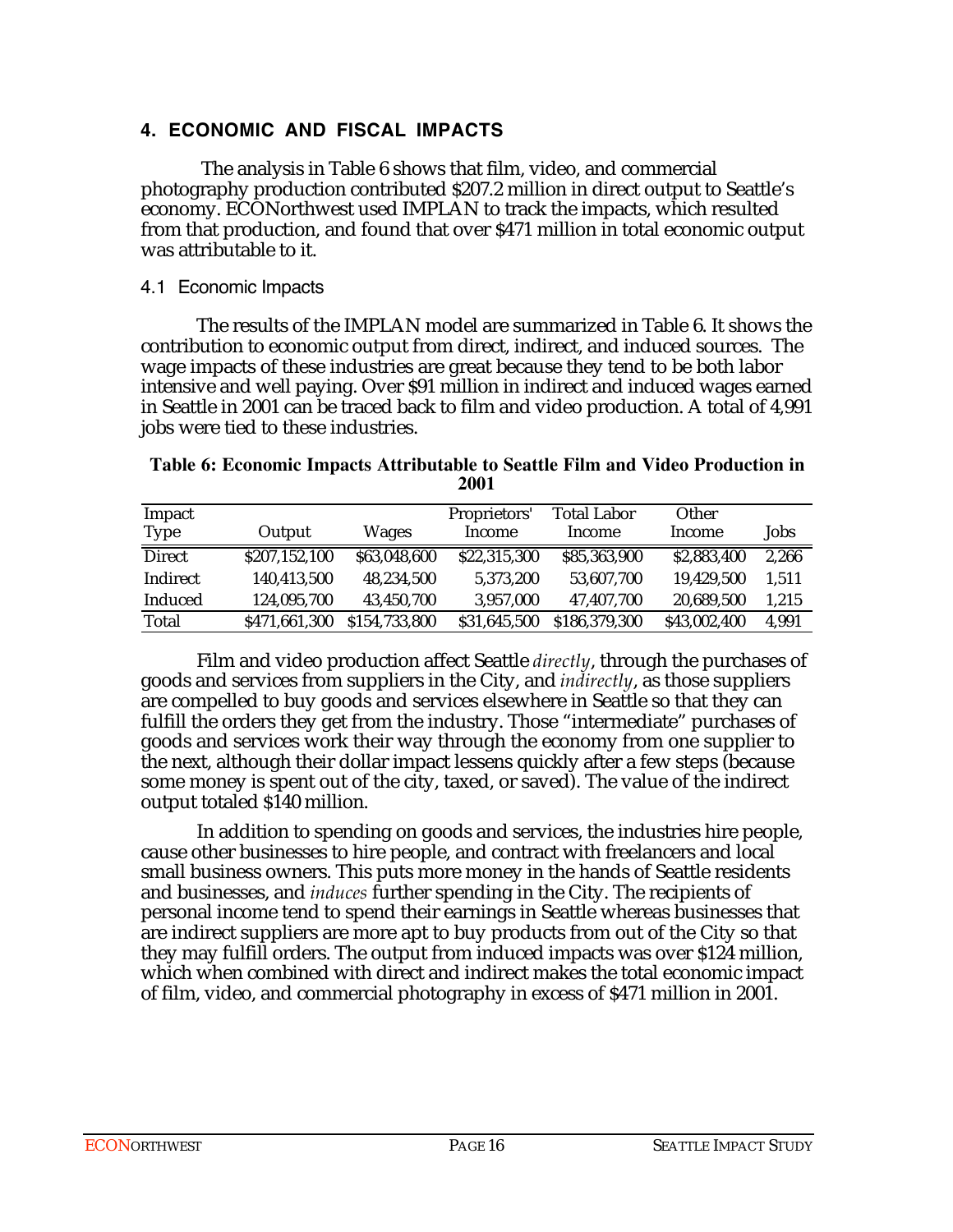## 4. ECONOMIC AND FISCAL IMPACTS

The analysis in Table 6 shows that film, video, and commercial photography production contributed $207.2 million in direct output to Seattle's economy. ECONorthwest used IMPLAN to track the impacts, which resulted from that production, and found that over $471 million in total economic output was attributable to it.

### 4.1 Economic Impacts

The results of the IMPLAN model are summarized in Table 6. It shows the contribution to economic output from direct, indirect, and induced sources. The wage impacts of these industries are great because they tend to be both labor intensive and well paying. Over $91 million in indirect and induced wages earned in Seattle in 2001 can be traced back to film and video production. A total of 4,991 jobs were tied to these industries.

**Table 6: Economic Impacts Attributable to Seattle Film and Video Production in 2001**

| Impact Type | Output | Wages | Proprietors' Income | Total Labor Income | Other Income | Jobs |
|---|---|---|---|---|---|---|
| Direct | $207,152,100 | $63,048,600 | $22,315,300 | $85,363,900 | $2,883,400 | 2,266 |
| Indirect | 140,413,500 | 48,234,500 | 5,373,200 | 53,607,700 | 19,429,500 | 1,511 |
| Induced | 124,095,700 | 43,450,700 | 3,957,000 | 47,407,700 | 20,689,500 | 1,215 |
| Total | $471,661,300 | $154,733,800 | $31,645,500 | $186,379,300 | $43,002,400 | 4,991 |

Film and video production affect Seattle *directly*, through the purchases of goods and services from suppliers in the City, and *indirectly*, as those suppliers are compelled to buy goods and services elsewhere in Seattle so that they can fulfill the orders they get from the industry. Those "intermediate" purchases of goods and services work their way through the economy from one supplier to the next, although their dollar impact lessens quickly after a few steps (because some money is spent out of the city, taxed, or saved). The value of the indirect output totaled $140 million.

In addition to spending on goods and services, the industries hire people, cause other businesses to hire people, and contract with freelancers and local small business owners. This puts more money in the hands of Seattle residents and businesses, and *induces* further spending in the City. The recipients of personal income tend to spend their earnings in Seattle whereas businesses that are indirect suppliers are more apt to buy products from out of the City so that they may fulfill orders. The output from induced impacts was over $124 million, which when combined with direct and indirect makes the total economic impact of film, video, and commercial photography in excess of $471 million in 2001.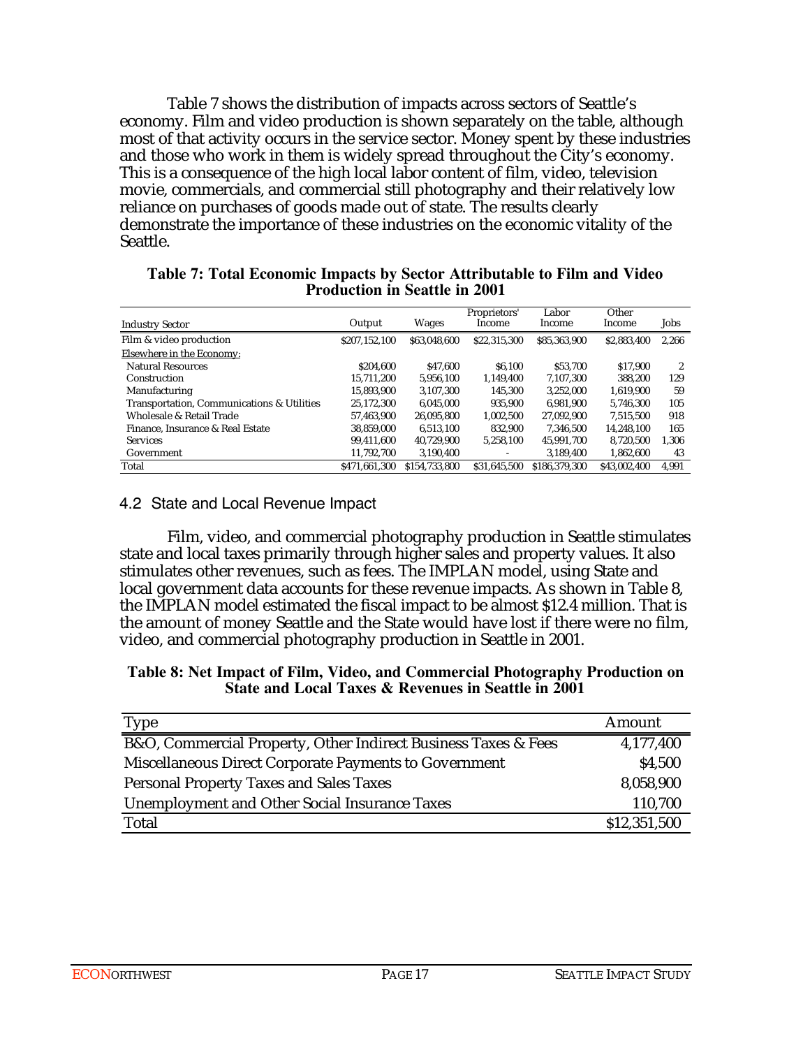Table 7 shows the distribution of impacts across sectors of Seattle's economy. Film and video production is shown separately on the table, although most of that activity occurs in the service sector. Money spent by these industries and those who work in them is widely spread throughout the City's economy. This is a consequence of the high local labor content of film, video, television movie, commercials, and commercial still photography and their relatively low reliance on purchases of goods made out of state. The results clearly demonstrate the importance of these industries on the economic vitality of the Seattle.

**Table 7: Total Economic Impacts by Sector Attributable to Film and Video Production in Seattle in 2001**

| Industry Sector | Output | Wages | Proprietors' Income | Labor Income | Other Income | Jobs |
|---|---|---|---|---|---|---|
| Film & video production | $207,152,100 | $63,048,600 | $22,315,300 | $85,363,900 | $2,883,400 | 2,266 |
| Elsewhere in the Economy: | | | | | | |
| Natural Resources | $204,600 | $47,600 | $6,100 | $53,700 | $17,900 | 2 |
| Construction | 15,711,200 | 5,956,100 | 1,149,400 | 7,107,300 | 388,200 | 129 |
| Manufacturing | 15,893,900 | 3,107,300 | 145,300 | 3,252,000 | 1,619,900 | 59 |
| Transportation, Communications & Utilities | 25,172,300 | 6,045,000 | 935,900 | 6,981,900 | 5,746,300 | 105 |
| Wholesale & Retail Trade | 57,463,900 | 26,095,800 | 1,002,500 | 27,092,900 | 7,515,500 | 918 |
| Finance, Insurance & Real Estate | 38,859,000 | 6,513,100 | 832,900 | 7,346,500 | 14,248,100 | 165 |
| Services | 99,411,600 | 40,729,900 | 5,258,100 | 45,991,700 | 8,720,500 | 1,306 |
| Government | 11,792,700 | 3,190,400 | - | 3,189,400 | 1,862,600 | 43 |
| Total | $471,661,300 | $154,733,800 | $31,645,500 | $186,379,300 | $43,002,400 | 4,991 |

## 4.2 State and Local Revenue Impact

Film, video, and commercial photography production in Seattle stimulates state and local taxes primarily through higher sales and property values. It also stimulates other revenues, such as fees. The IMPLAN model, using State and local government data accounts for these revenue impacts. As shown in Table 8, the IMPLAN model estimated the fiscal impact to be almost $12.4 million. That is the amount of money Seattle and the State would have lost if there were no film, video, and commercial photography production in Seattle in 2001.

**Table 8: Net Impact of Film, Video, and Commercial Photography Production on State and Local Taxes & Revenues in Seattle in 2001**

| Type | Amount |
|---|---|
| B&O, Commercial Property, Other Indirect Business Taxes & Fees | 4,177,400 |
| Miscellaneous Direct Corporate Payments to Government | $4,500 |
| Personal Property Taxes and Sales Taxes | 8,058,900 |
| Unemployment and Other Social Insurance Taxes | 110,700 |
| Total | $12,351,500 |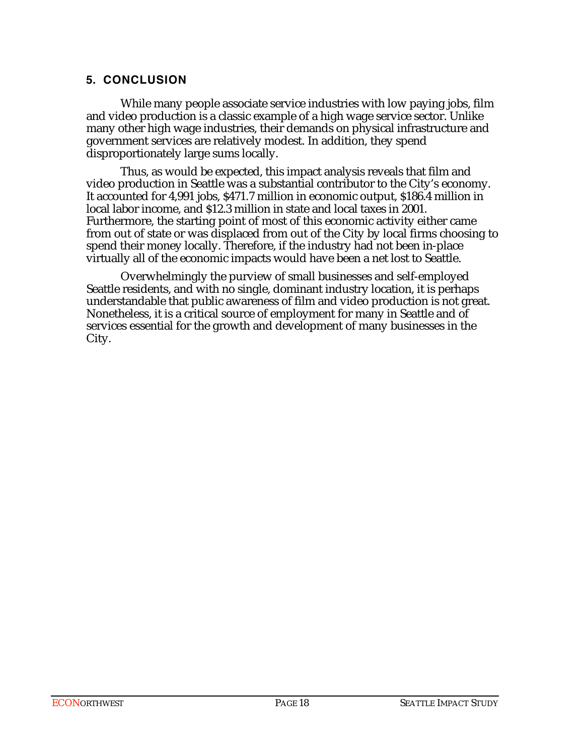## 5. CONCLUSION

While many people associate service industries with low paying jobs, film and video production is a classic example of a high wage service sector. Unlike many other high wage industries, their demands on physical infrastructure and government services are relatively modest. In addition, they spend disproportionately large sums locally.

Thus, as would be expected, this impact analysis reveals that film and video production in Seattle was a substantial contributor to the City's economy. It accounted for 4,991 jobs, $471.7 million in economic output, $186.4 million in local labor income, and $12.3 million in state and local taxes in 2001. Furthermore, the starting point of most of this economic activity either came from out of state or was displaced from out of the City by local firms choosing to spend their money locally. Therefore, if the industry had not been in-place virtually all of the economic impacts would have been a net lost to Seattle.

Overwhelmingly the purview of small businesses and self-employed Seattle residents, and with no single, dominant industry location, it is perhaps understandable that public awareness of film and video production is not great. Nonetheless, it is a critical source of employment for many in Seattle and of services essential for the growth and development of many businesses in the City.